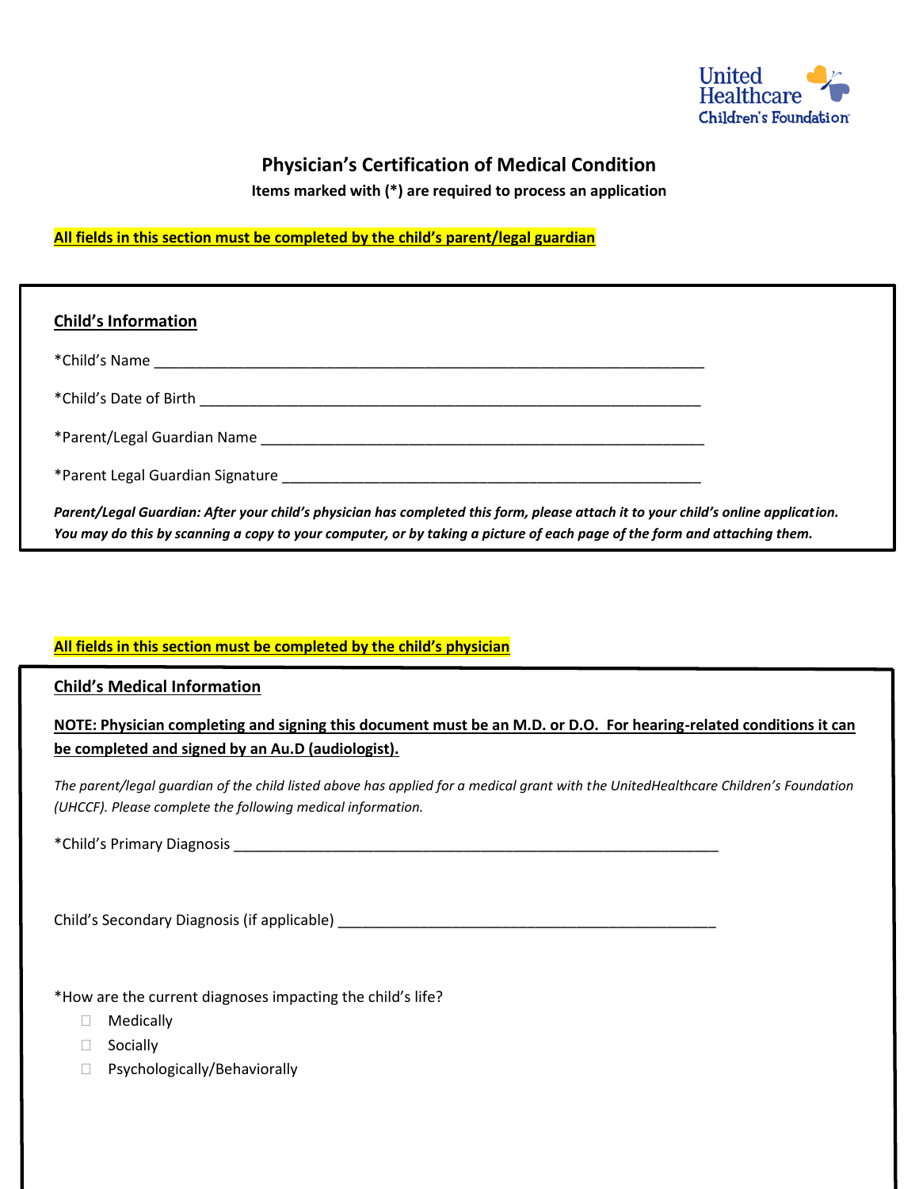United Healthcare Children's Foundation

# Physician's Certification of Medical Condition

**Items marked with (*) are required to process an application**

**All fields in this section must be completed by the child's parent/legal guardian**

## Child's Information

*Child's Name ______________________________________________________________________

*Child's Date of Birth _________________________________________________________________

*Parent/Legal Guardian Name __________________________________________________________

*Parent Legal Guardian Signature _______________________________________________________

***Parent/Legal Guardian: After your child's physician has completed this form, please attach it to your child's online application. You may do this by scanning a copy to your computer, or by taking a picture of each page of the form and attaching them.***

**All fields in this section must be completed by the child's physician**

## Child's Medical Information

**NOTE: Physician completing and signing this document must be an M.D. or D.O. For hearing-related conditions it can be completed and signed by an Au.D (audiologist).**

*The parent/legal guardian of the child listed above has applied for a medical grant with the UnitedHealthcare Children's Foundation (UHCCF). Please complete the following medical information.*

*Child's Primary Diagnosis ____________________________________________________________

Child's Secondary Diagnosis (if applicable) _______________________________________________

*How are the current diagnoses impacting the child's life?

- ☐ Medically
- ☐ Socially
- ☐ Psychologically/Behaviorally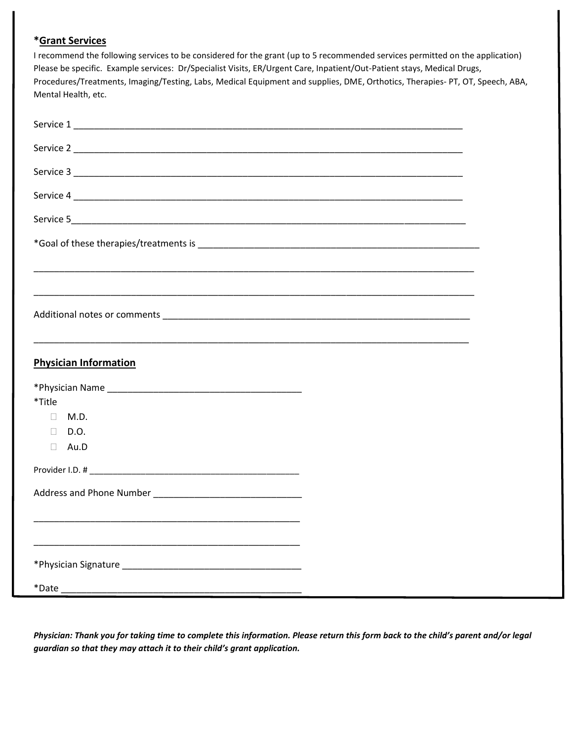## *Grant Services

I recommend the following services to be considered for the grant (up to 5 recommended services permitted on the application) Please be specific. Example services: Dr/Specialist Visits, ER/Urgent Care, Inpatient/Out-Patient stays, Medical Drugs, Procedures/Treatments, Imaging/Testing, Labs, Medical Equipment and supplies, DME, Orthotics, Therapies- PT, OT, Speech, ABA, Mental Health, etc.

Service 1 ___________________________________________________________________________

Service 2 ___________________________________________________________________________

Service 3 ___________________________________________________________________________

Service 4 ___________________________________________________________________________

Service 5___________________________________________________________________________

*Goal of these therapies/treatments is ______________________________________________________

______________________________________________________________________________________

______________________________________________________________________________________

Additional notes or comments ____________________________________________________________

______________________________________________________________________________________

## Physician Information

*Physician Name ______________________________________

*Title

- ☐ M.D.
- ☐ D.O.
- ☐ Au.D

Provider I.D. # __________________________________________

Address and Phone Number _____________________________

_____________________________________________________

_____________________________________________________

*Physician Signature ___________________________________

*Date _______________________________________________

***Physician: Thank you for taking time to complete this information. Please return this form back to the child's parent and/or legal guardian so that they may attach it to their child's grant application.***